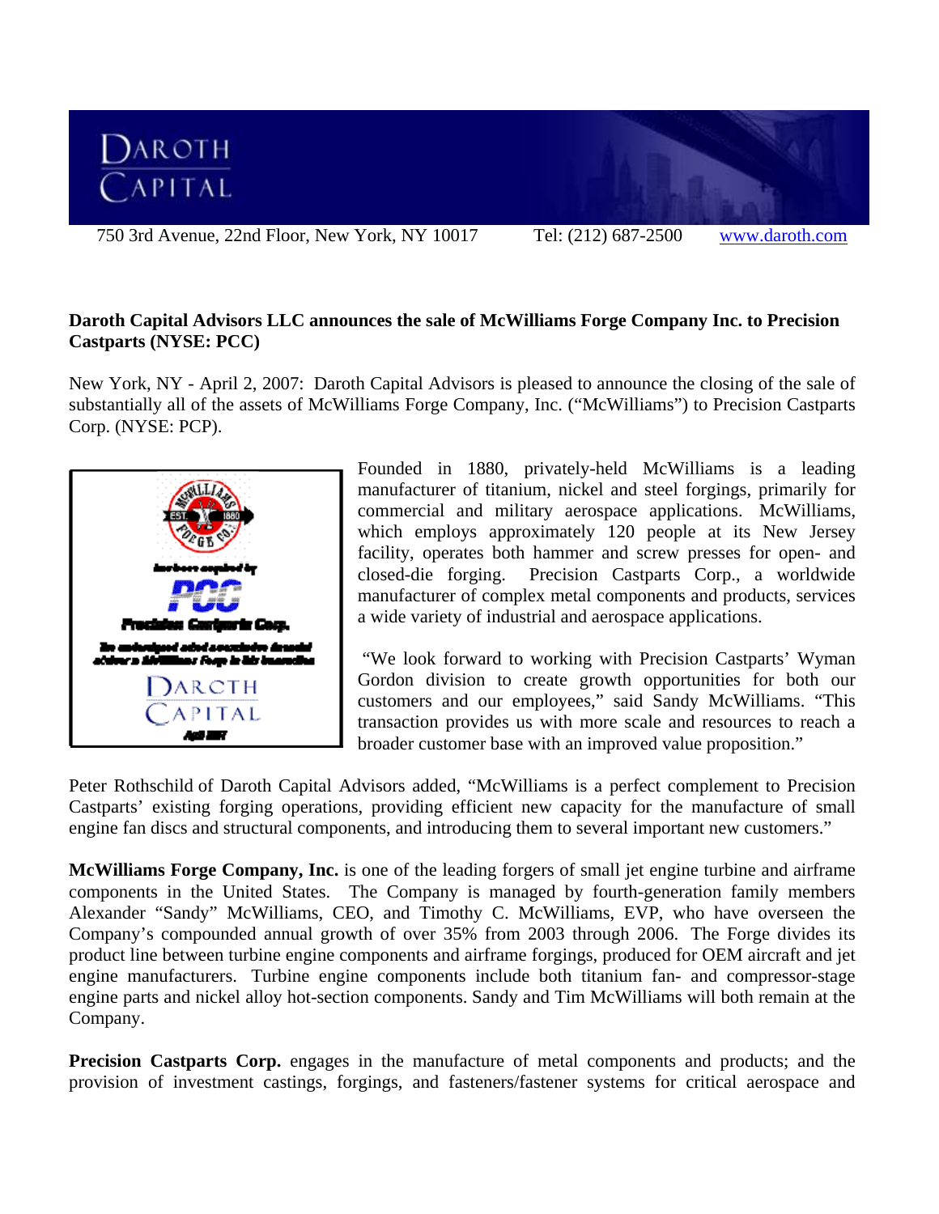DAROTH CAPITAL

750 3rd Avenue, 22nd Floor, New York, NY 10017    Tel: (212) 687-2500    www.daroth.com

**Daroth Capital Advisors LLC announces the sale of McWilliams Forge Company Inc. to Precision Castparts (NYSE: PCC)**

New York, NY - April 2, 2007: Daroth Capital Advisors is pleased to announce the closing of the sale of substantially all of the assets of McWilliams Forge Company, Inc. ("McWilliams") to Precision Castparts Corp. (NYSE: PCP).

Founded in 1880, privately-held McWilliams is a leading manufacturer of titanium, nickel and steel forgings, primarily for commercial and military aerospace applications. McWilliams, which employs approximately 120 people at its New Jersey facility, operates both hammer and screw presses for open- and closed-die forging. Precision Castparts Corp., a worldwide manufacturer of complex metal components and products, services a wide variety of industrial and aerospace applications.

"We look forward to working with Precision Castparts' Wyman Gordon division to create growth opportunities for both our customers and our employees," said Sandy McWilliams. "This transaction provides us with more scale and resources to reach a broader customer base with an improved value proposition."

Peter Rothschild of Daroth Capital Advisors added, "McWilliams is a perfect complement to Precision Castparts' existing forging operations, providing efficient new capacity for the manufacture of small engine fan discs and structural components, and introducing them to several important new customers."

**McWilliams Forge Company, Inc.** is one of the leading forgers of small jet engine turbine and airframe components in the United States. The Company is managed by fourth-generation family members Alexander "Sandy" McWilliams, CEO, and Timothy C. McWilliams, EVP, who have overseen the Company's compounded annual growth of over 35% from 2003 through 2006. The Forge divides its product line between turbine engine components and airframe forgings, produced for OEM aircraft and jet engine manufacturers. Turbine engine components include both titanium fan- and compressor-stage engine parts and nickel alloy hot-section components. Sandy and Tim McWilliams will both remain at the Company.

**Precision Castparts Corp.** engages in the manufacture of metal components and products; and the provision of investment castings, forgings, and fasteners/fastener systems for critical aerospace and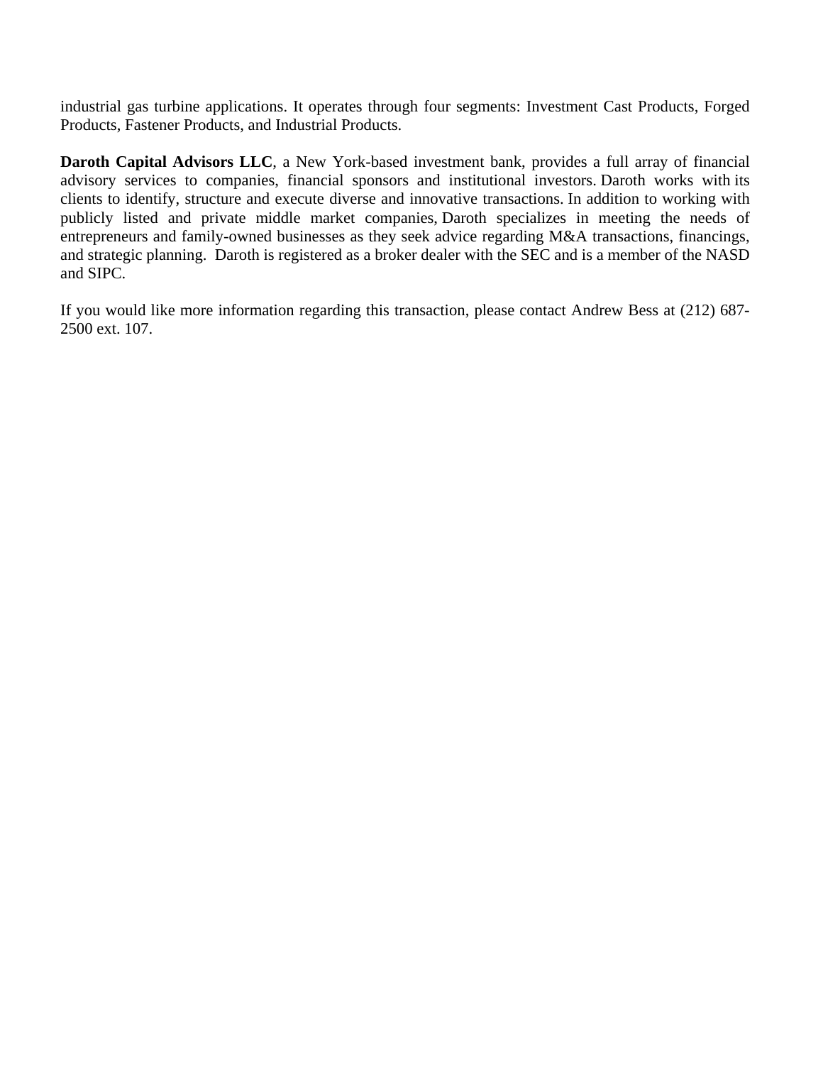industrial gas turbine applications. It operates through four segments: Investment Cast Products, Forged Products, Fastener Products, and Industrial Products.

**Daroth Capital Advisors LLC**, a New York-based investment bank, provides a full array of financial advisory services to companies, financial sponsors and institutional investors. Daroth works with its clients to identify, structure and execute diverse and innovative transactions. In addition to working with publicly listed and private middle market companies, Daroth specializes in meeting the needs of entrepreneurs and family-owned businesses as they seek advice regarding M&A transactions, financings, and strategic planning. Daroth is registered as a broker dealer with the SEC and is a member of the NASD and SIPC.

If you would like more information regarding this transaction, please contact Andrew Bess at (212) 687-2500 ext. 107.